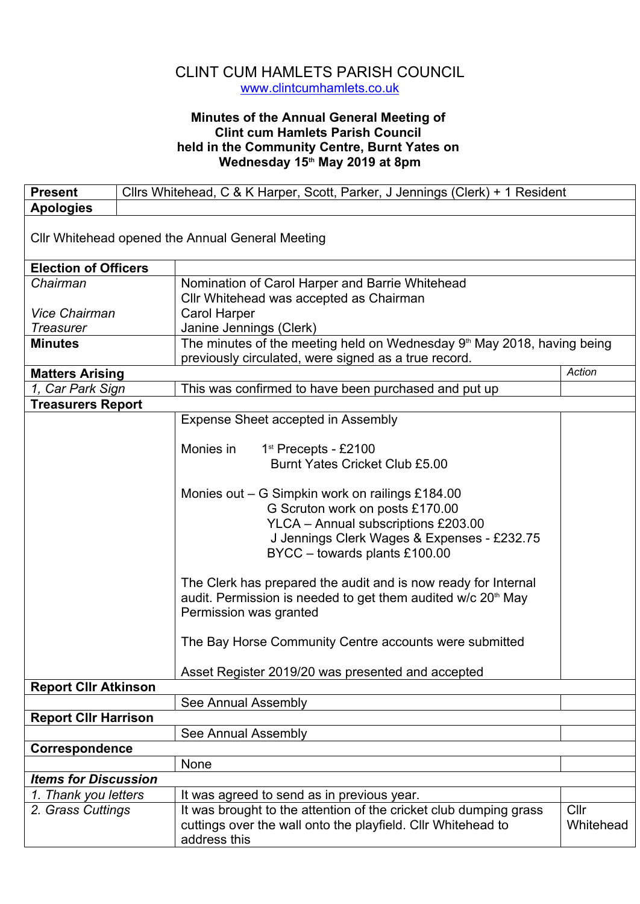# CLINT CUM HAMLETS PARISH COUNCIL

www.clintcumhamlets.co.uk

**Minutes of the Annual General Meeting of**
**Clint cum Hamlets Parish Council**
**held in the Community Centre, Burnt Yates on**
**Wednesday 15th May 2019 at 8pm**

| **Present** | Cllrs Whitehead, C & K Harper, Scott, Parker, J Jennings (Clerk) + 1 Resident | |
|---|---|---|
| **Apologies** | | |
| Cllr Whitehead opened the Annual General Meeting | | |
| **Election of Officers** | | |
| *Chairman* | Nomination of Carol Harper and Barrie Whitehead<br>Cllr Whitehead was accepted as Chairman | |
| *Vice Chairman* | Carol Harper | |
| *Treasurer* | Janine Jennings (Clerk) | |
| **Minutes** | The minutes of the meeting held on Wednesday 9th May 2018, having being previously circulated, were signed as a true record. | |
| **Matters Arising** | | *Action* |
| *1, Car Park Sign* | This was confirmed to have been purchased and put up | |
| **Treasurers Report** | | |
| | Expense Sheet accepted in Assembly<br><br>Monies in 1st Precepts - £2100<br>Burnt Yates Cricket Club £5.00<br><br>Monies out – G Simpkin work on railings £184.00<br>G Scruton work on posts £170.00<br>YLCA – Annual subscriptions £203.00<br>J Jennings Clerk Wages & Expenses - £232.75<br>BYCC – towards plants £100.00<br><br>The Clerk has prepared the audit and is now ready for Internal audit. Permission is needed to get them audited w/c 20th May<br>Permission was granted<br><br>The Bay Horse Community Centre accounts were submitted<br><br>Asset Register 2019/20 was presented and accepted | |
| **Report Cllr Atkinson** | | |
| | See Annual Assembly | |
| **Report Cllr Harrison** | | |
| | See Annual Assembly | |
| **Correspondence** | | |
| | None | |
| ***Items for Discussion*** | | |
| *1. Thank you letters* | It was agreed to send as in previous year. | |
| *2. Grass Cuttings* | It was brought to the attention of the cricket club dumping grass cuttings over the wall onto the playfield. Cllr Whitehead to address this | Cllr Whitehead |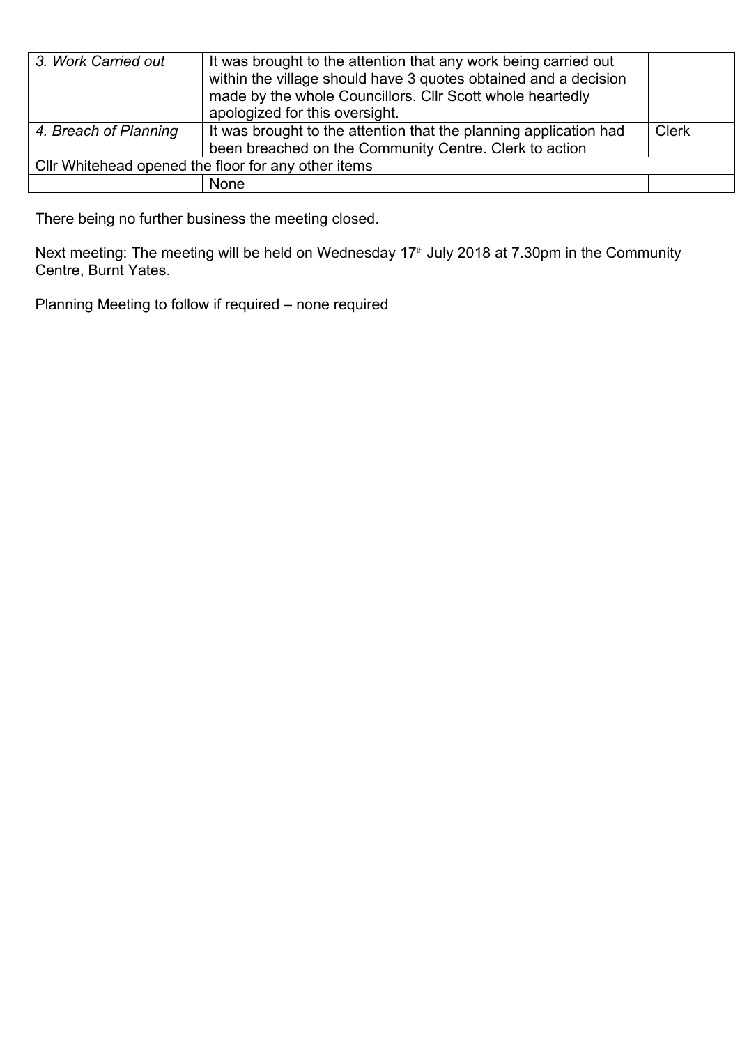| | | |
|---|---|---|
| *3. Work Carried out* | It was brought to the attention that any work being carried out within the village should have 3 quotes obtained and a decision made by the whole Councillors. Cllr Scott whole heartedly apologized for this oversight. | |
| *4. Breach of Planning* | It was brought to the attention that the planning application had been breached on the Community Centre. Clerk to action | Clerk |
| Cllr Whitehead opened the floor for any other items | | |
| | None | |

There being no further business the meeting closed.

Next meeting: The meeting will be held on Wednesday 17th July 2018 at 7.30pm in the Community Centre, Burnt Yates.

Planning Meeting to follow if required – none required